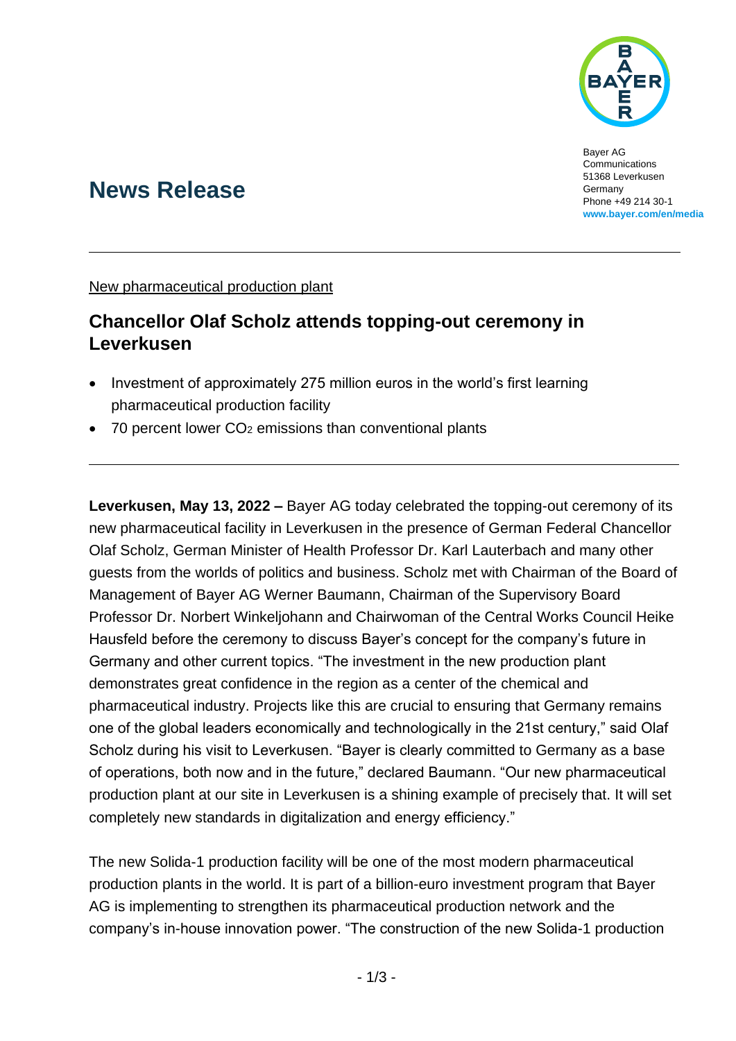Bayer AG
Communications
51368 Leverkusen
Germany
Phone +49 214 30-1
www.bayer.com/en/media

# News Release

New pharmaceutical production plant

## Chancellor Olaf Scholz attends topping-out ceremony in Leverkusen

- Investment of approximately 275 million euros in the world's first learning pharmaceutical production facility
- 70 percent lower $CO_2$ emissions than conventional plants

**Leverkusen, May 13, 2022 –** Bayer AG today celebrated the topping-out ceremony of its new pharmaceutical facility in Leverkusen in the presence of German Federal Chancellor Olaf Scholz, German Minister of Health Professor Dr. Karl Lauterbach and many other guests from the worlds of politics and business. Scholz met with Chairman of the Board of Management of Bayer AG Werner Baumann, Chairman of the Supervisory Board Professor Dr. Norbert Winkeljohann and Chairwoman of the Central Works Council Heike Hausfeld before the ceremony to discuss Bayer's concept for the company's future in Germany and other current topics. "The investment in the new production plant demonstrates great confidence in the region as a center of the chemical and pharmaceutical industry. Projects like this are crucial to ensuring that Germany remains one of the global leaders economically and technologically in the 21st century," said Olaf Scholz during his visit to Leverkusen. "Bayer is clearly committed to Germany as a base of operations, both now and in the future," declared Baumann. "Our new pharmaceutical production plant at our site in Leverkusen is a shining example of precisely that. It will set completely new standards in digitalization and energy efficiency."

The new Solida-1 production facility will be one of the most modern pharmaceutical production plants in the world. It is part of a billion-euro investment program that Bayer AG is implementing to strengthen its pharmaceutical production network and the company's in-house innovation power. "The construction of the new Solida-1 production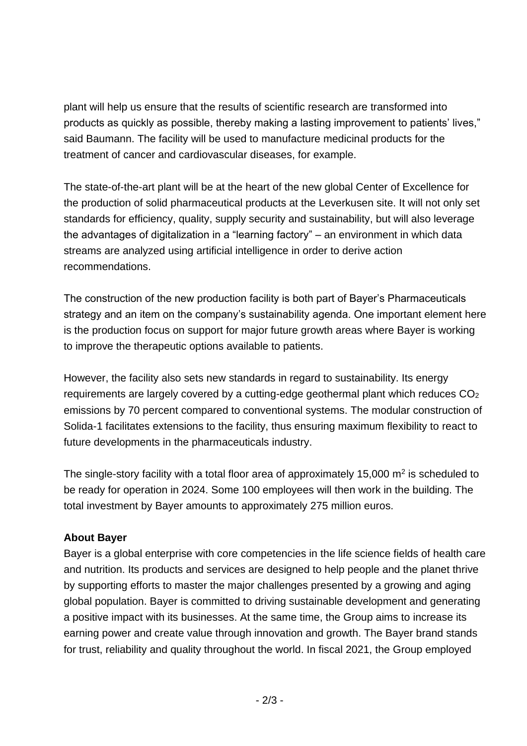plant will help us ensure that the results of scientific research are transformed into products as quickly as possible, thereby making a lasting improvement to patients' lives," said Baumann. The facility will be used to manufacture medicinal products for the treatment of cancer and cardiovascular diseases, for example.

The state-of-the-art plant will be at the heart of the new global Center of Excellence for the production of solid pharmaceutical products at the Leverkusen site. It will not only set standards for efficiency, quality, supply security and sustainability, but will also leverage the advantages of digitalization in a "learning factory" – an environment in which data streams are analyzed using artificial intelligence in order to derive action recommendations.

The construction of the new production facility is both part of Bayer's Pharmaceuticals strategy and an item on the company's sustainability agenda. One important element here is the production focus on support for major future growth areas where Bayer is working to improve the therapeutic options available to patients.

However, the facility also sets new standards in regard to sustainability. Its energy requirements are largely covered by a cutting-edge geothermal plant which reduces $CO_2$ emissions by 70 percent compared to conventional systems. The modular construction of Solida-1 facilitates extensions to the facility, thus ensuring maximum flexibility to react to future developments in the pharmaceuticals industry.

The single-story facility with a total floor area of approximately 15,000 $m^2$ is scheduled to be ready for operation in 2024. Some 100 employees will then work in the building. The total investment by Bayer amounts to approximately 275 million euros.

**About Bayer**
Bayer is a global enterprise with core competencies in the life science fields of health care and nutrition. Its products and services are designed to help people and the planet thrive by supporting efforts to master the major challenges presented by a growing and aging global population. Bayer is committed to driving sustainable development and generating a positive impact with its businesses. At the same time, the Group aims to increase its earning power and create value through innovation and growth. The Bayer brand stands for trust, reliability and quality throughout the world. In fiscal 2021, the Group employed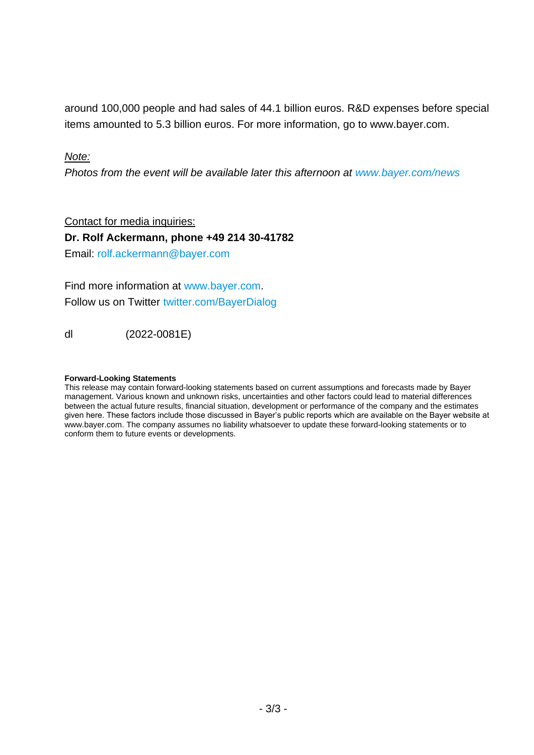around 100,000 people and had sales of 44.1 billion euros. R&D expenses before special items amounted to 5.3 billion euros. For more information, go to www.bayer.com.

*Note:*
*Photos from the event will be available later this afternoon at www.bayer.com/news*

Contact for media inquiries:
**Dr. Rolf Ackermann, phone +49 214 30-41782**
Email: rolf.ackermann@bayer.com

Find more information at www.bayer.com.
Follow us on Twitter twitter.com/BayerDialog

dl (2022-0081E)

**Forward-Looking Statements**
This release may contain forward-looking statements based on current assumptions and forecasts made by Bayer management. Various known and unknown risks, uncertainties and other factors could lead to material differences between the actual future results, financial situation, development or performance of the company and the estimates given here. These factors include those discussed in Bayer's public reports which are available on the Bayer website at www.bayer.com. The company assumes no liability whatsoever to update these forward-looking statements or to conform them to future events or developments.